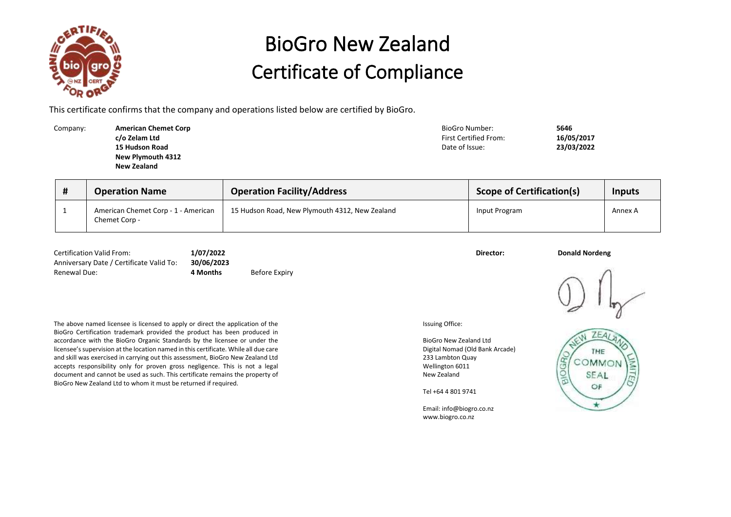# BioGro New Zealand
# Certificate of Compliance

This certificate confirms that the company and operations listed below are certified by BioGro.

Company: **American Chemet Corp**
**c/o Zelam Ltd**
**15 Hudson Road**
**New Plymouth 4312**
**New Zealand**

BioGro Number: **5646**
First Certified From: **16/05/2017**
Date of Issue: **23/03/2022**

| # | Operation Name | Operation Facility/Address | Scope of Certification(s) | Inputs |
|---|---|---|---|---|
| 1 | American Chemet Corp - 1 - American Chemet Corp - | 15 Hudson Road, New Plymouth 4312, New Zealand | Input Program | Annex A |

Certification Valid From: **1/07/2022**
Anniversary Date / Certificate Valid To: **30/06/2023**
Renewal Due: **4 Months** Before Expiry

**Director:** **Donald Nordeng**

The above named licensee is licensed to apply or direct the application of the BioGro Certification trademark provided the product has been produced in accordance with the BioGro Organic Standards by the licensee or under the licensee's supervision at the location named in this certificate. While all due care and skill was exercised in carrying out this assessment, BioGro New Zealand Ltd accepts responsibility only for proven gross negligence. This is not a legal document and cannot be used as such. This certificate remains the property of BioGro New Zealand Ltd to whom it must be returned if required.

Issuing Office:

BioGro New Zealand Ltd
Digital Nomad (Old Bank Arcade)
233 Lambton Quay
Wellington 6011
New Zealand

Tel +64 4 801 9741

Email: info@biogro.co.nz
www.biogro.co.nz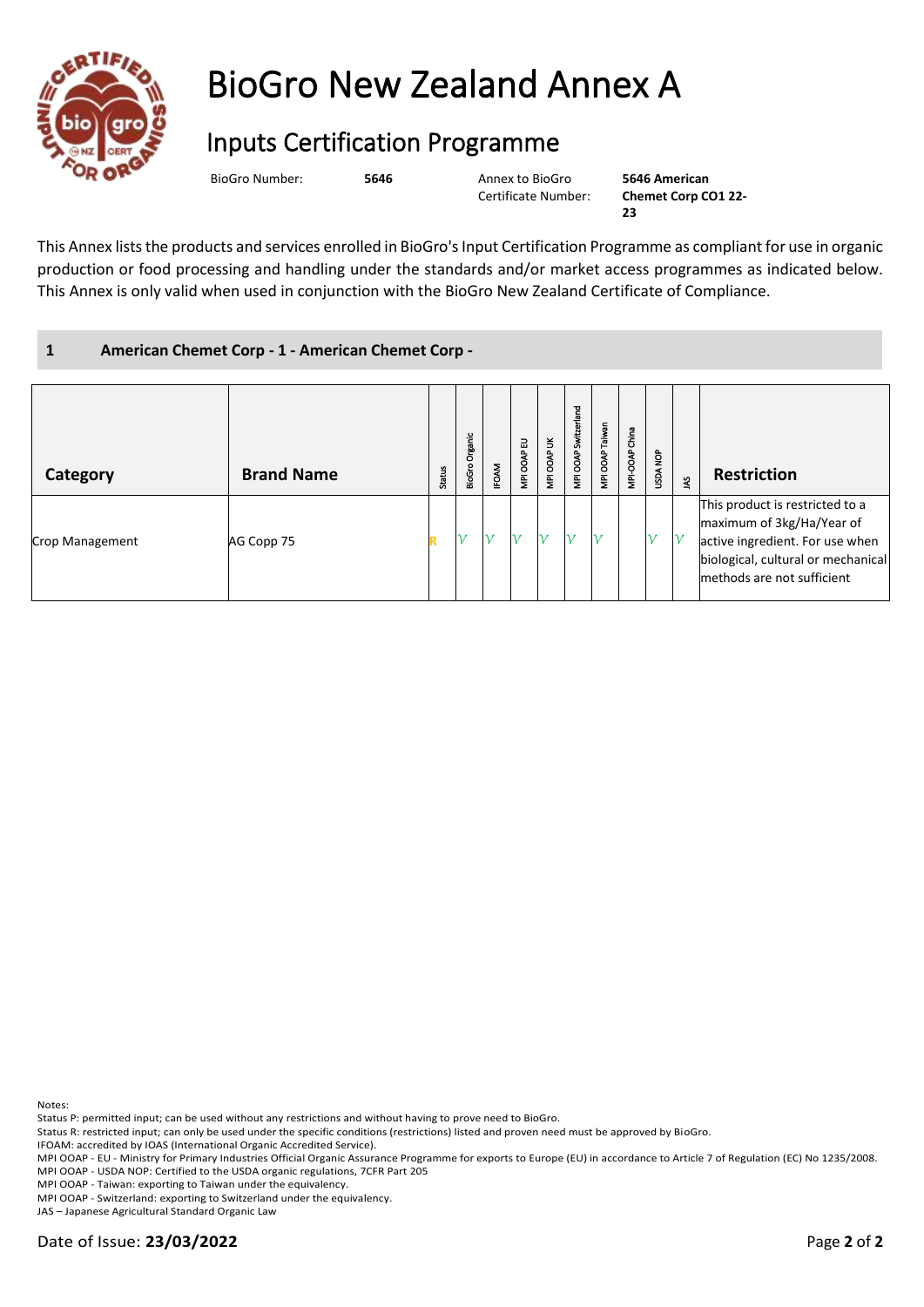# BioGro New Zealand Annex A

## Inputs Certification Programme

BioGro Number: **5646**

Annex to BioGro Certificate Number: **5646 American Chemet Corp CO1 22-23**

This Annex lists the products and services enrolled in BioGro's Input Certification Programme as compliant for use in organic production or food processing and handling under the standards and/or market access programmes as indicated below. This Annex is only valid when used in conjunction with the BioGro New Zealand Certificate of Compliance.

### 1 American Chemet Corp - 1 - American Chemet Corp -

| Category | Brand Name | Status | BioGro Organic | IFOAM | MPI OOAP EU | MPI OOAP UK | MPI OOAP Switzerland | MPI OOAP Taiwan | MPI-OOAP China | USDA NOP | JAS | Restriction |
|---|---|---|---|---|---|---|---|---|---|---|---|---|
| Crop Management | AG Copp 75 | R | √ | √ | √ | √ | √ | √ | | √ | √ | This product is restricted to a maximum of 3kg/Ha/Year of active ingredient. For use when biological, cultural or mechanical methods are not sufficient |

Notes:
Status P: permitted input; can be used without any restrictions and without having to prove need to BioGro.
Status R: restricted input; can only be used under the specific conditions (restrictions) listed and proven need must be approved by BioGro.
IFOAM: accredited by IOAS (International Organic Accredited Service).
MPI OOAP - EU - Ministry for Primary Industries Official Organic Assurance Programme for exports to Europe (EU) in accordance to Article 7 of Regulation (EC) No 1235/2008.
MPI OOAP - USDA NOP: Certified to the USDA organic regulations, 7CFR Part 205
MPI OOAP - Taiwan: exporting to Taiwan under the equivalency.
MPI OOAP - Switzerland: exporting to Switzerland under the equivalency.
JAS – Japanese Agricultural Standard Organic Law

Date of Issue: **23/03/2022**